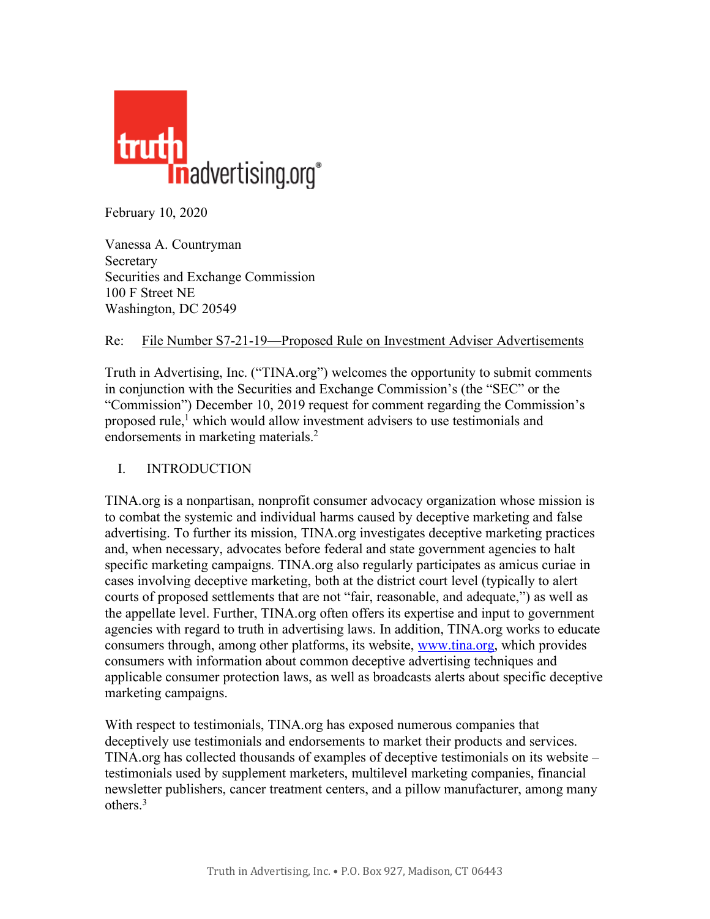truth in advertising.org®

February 10, 2020

Vanessa A. Countryman
Secretary
Securities and Exchange Commission
100 F Street NE
Washington, DC 20549

Re: File Number S7-21-19—Proposed Rule on Investment Adviser Advertisements

Truth in Advertising, Inc. ("TINA.org") welcomes the opportunity to submit comments in conjunction with the Securities and Exchange Commission's (the "SEC" or the "Commission") December 10, 2019 request for comment regarding the Commission's proposed rule,[1] which would allow investment advisers to use testimonials and endorsements in marketing materials.[2]

## I. INTRODUCTION

TINA.org is a nonpartisan, nonprofit consumer advocacy organization whose mission is to combat the systemic and individual harms caused by deceptive marketing and false advertising. To further its mission, TINA.org investigates deceptive marketing practices and, when necessary, advocates before federal and state government agencies to halt specific marketing campaigns. TINA.org also regularly participates as amicus curiae in cases involving deceptive marketing, both at the district court level (typically to alert courts of proposed settlements that are not "fair, reasonable, and adequate,") as well as the appellate level. Further, TINA.org often offers its expertise and input to government agencies with regard to truth in advertising laws. In addition, TINA.org works to educate consumers through, among other platforms, its website, www.tina.org, which provides consumers with information about common deceptive advertising techniques and applicable consumer protection laws, as well as broadcasts alerts about specific deceptive marketing campaigns.

With respect to testimonials, TINA.org has exposed numerous companies that deceptively use testimonials and endorsements to market their products and services. TINA.org has collected thousands of examples of deceptive testimonials on its website – testimonials used by supplement marketers, multilevel marketing companies, financial newsletter publishers, cancer treatment centers, and a pillow manufacturer, among many others.[3]

Truth in Advertising, Inc. • P.O. Box 927, Madison, CT 06443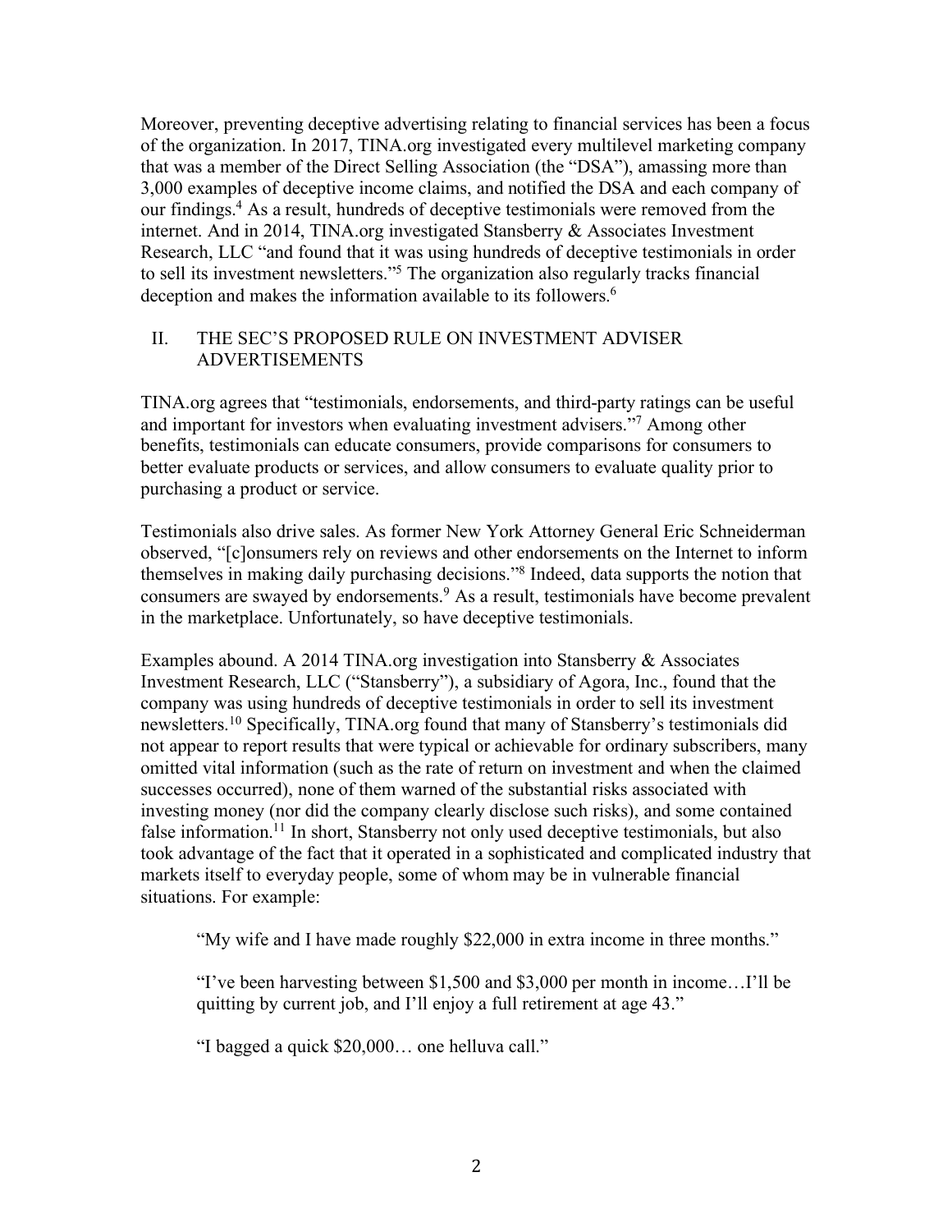Moreover, preventing deceptive advertising relating to financial services has been a focus of the organization. In 2017, TINA.org investigated every multilevel marketing company that was a member of the Direct Selling Association (the "DSA"), amassing more than 3,000 examples of deceptive income claims, and notified the DSA and each company of our findings.[4] As a result, hundreds of deceptive testimonials were removed from the internet. And in 2014, TINA.org investigated Stansberry & Associates Investment Research, LLC "and found that it was using hundreds of deceptive testimonials in order to sell its investment newsletters."[5] The organization also regularly tracks financial deception and makes the information available to its followers.[6]

## II. THE SEC'S PROPOSED RULE ON INVESTMENT ADVISER ADVERTISEMENTS

TINA.org agrees that "testimonials, endorsements, and third-party ratings can be useful and important for investors when evaluating investment advisers."[7] Among other benefits, testimonials can educate consumers, provide comparisons for consumers to better evaluate products or services, and allow consumers to evaluate quality prior to purchasing a product or service.

Testimonials also drive sales. As former New York Attorney General Eric Schneiderman observed, "[c]onsumers rely on reviews and other endorsements on the Internet to inform themselves in making daily purchasing decisions."[8] Indeed, data supports the notion that consumers are swayed by endorsements.[9] As a result, testimonials have become prevalent in the marketplace. Unfortunately, so have deceptive testimonials.

Examples abound. A 2014 TINA.org investigation into Stansberry & Associates Investment Research, LLC ("Stansberry"), a subsidiary of Agora, Inc., found that the company was using hundreds of deceptive testimonials in order to sell its investment newsletters.[10] Specifically, TINA.org found that many of Stansberry's testimonials did not appear to report results that were typical or achievable for ordinary subscribers, many omitted vital information (such as the rate of return on investment and when the claimed successes occurred), none of them warned of the substantial risks associated with investing money (nor did the company clearly disclose such risks), and some contained false information.[11] In short, Stansberry not only used deceptive testimonials, but also took advantage of the fact that it operated in a sophisticated and complicated industry that markets itself to everyday people, some of whom may be in vulnerable financial situations. For example:

> "My wife and I have made roughly $22,000 in extra income in three months."
>
> "I've been harvesting between $1,500 and $3,000 per month in income…I'll be quitting by current job, and I'll enjoy a full retirement at age 43."
>
> "I bagged a quick $20,000… one helluva call."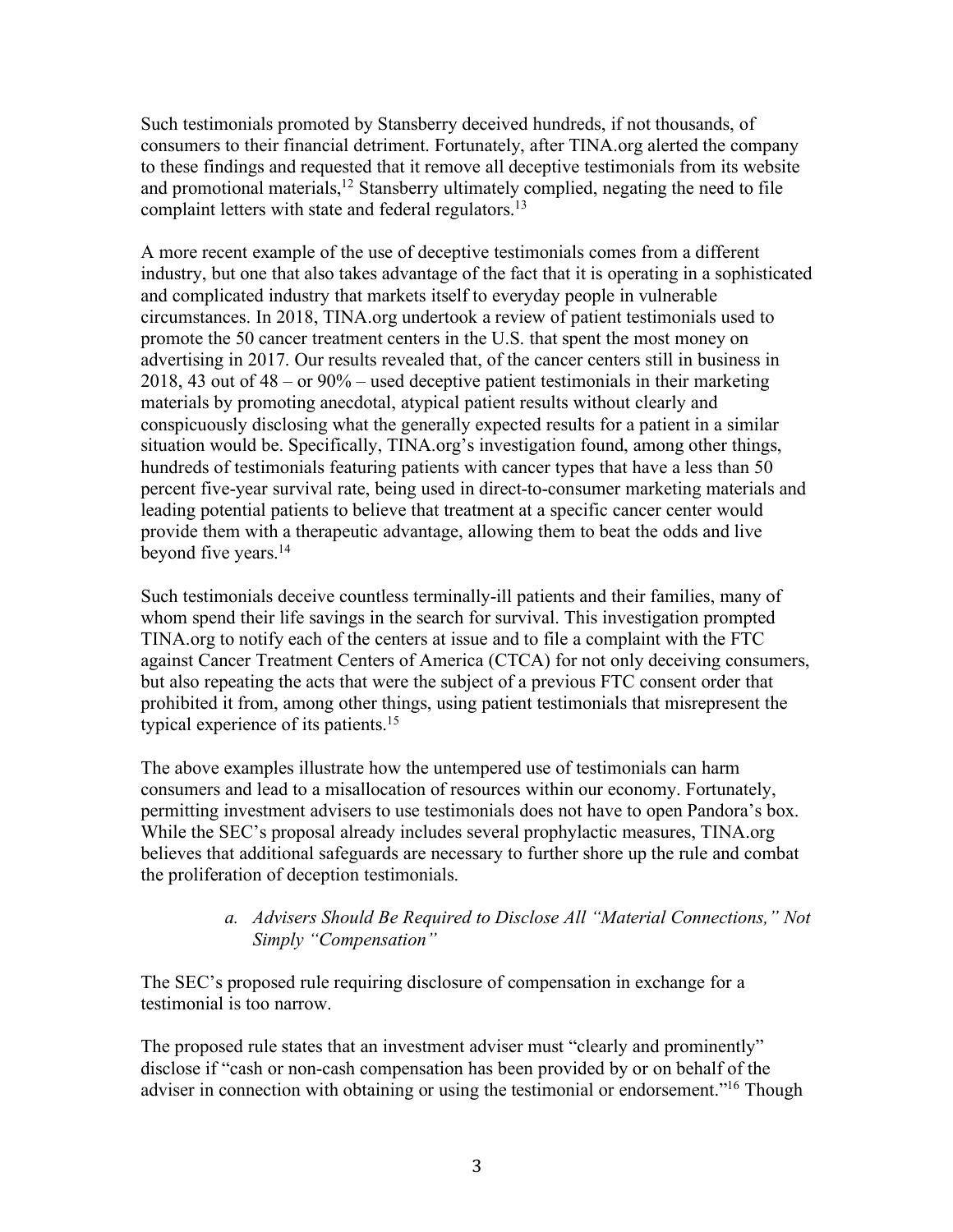Such testimonials promoted by Stansberry deceived hundreds, if not thousands, of consumers to their financial detriment. Fortunately, after TINA.org alerted the company to these findings and requested that it remove all deceptive testimonials from its website and promotional materials,[12] Stansberry ultimately complied, negating the need to file complaint letters with state and federal regulators.[13]

A more recent example of the use of deceptive testimonials comes from a different industry, but one that also takes advantage of the fact that it is operating in a sophisticated and complicated industry that markets itself to everyday people in vulnerable circumstances. In 2018, TINA.org undertook a review of patient testimonials used to promote the 50 cancer treatment centers in the U.S. that spent the most money on advertising in 2017. Our results revealed that, of the cancer centers still in business in 2018, 43 out of 48 – or 90% – used deceptive patient testimonials in their marketing materials by promoting anecdotal, atypical patient results without clearly and conspicuously disclosing what the generally expected results for a patient in a similar situation would be. Specifically, TINA.org's investigation found, among other things, hundreds of testimonials featuring patients with cancer types that have a less than 50 percent five-year survival rate, being used in direct-to-consumer marketing materials and leading potential patients to believe that treatment at a specific cancer center would provide them with a therapeutic advantage, allowing them to beat the odds and live beyond five years.[14]

Such testimonials deceive countless terminally-ill patients and their families, many of whom spend their life savings in the search for survival. This investigation prompted TINA.org to notify each of the centers at issue and to file a complaint with the FTC against Cancer Treatment Centers of America (CTCA) for not only deceiving consumers, but also repeating the acts that were the subject of a previous FTC consent order that prohibited it from, among other things, using patient testimonials that misrepresent the typical experience of its patients.[15]

The above examples illustrate how the untempered use of testimonials can harm consumers and lead to a misallocation of resources within our economy. Fortunately, permitting investment advisers to use testimonials does not have to open Pandora's box. While the SEC's proposal already includes several prophylactic measures, TINA.org believes that additional safeguards are necessary to further shore up the rule and combat the proliferation of deception testimonials.

### *a. Advisers Should Be Required to Disclose All "Material Connections," Not Simply "Compensation"*

The SEC's proposed rule requiring disclosure of compensation in exchange for a testimonial is too narrow.

The proposed rule states that an investment adviser must "clearly and prominently" disclose if "cash or non-cash compensation has been provided by or on behalf of the adviser in connection with obtaining or using the testimonial or endorsement."[16] Though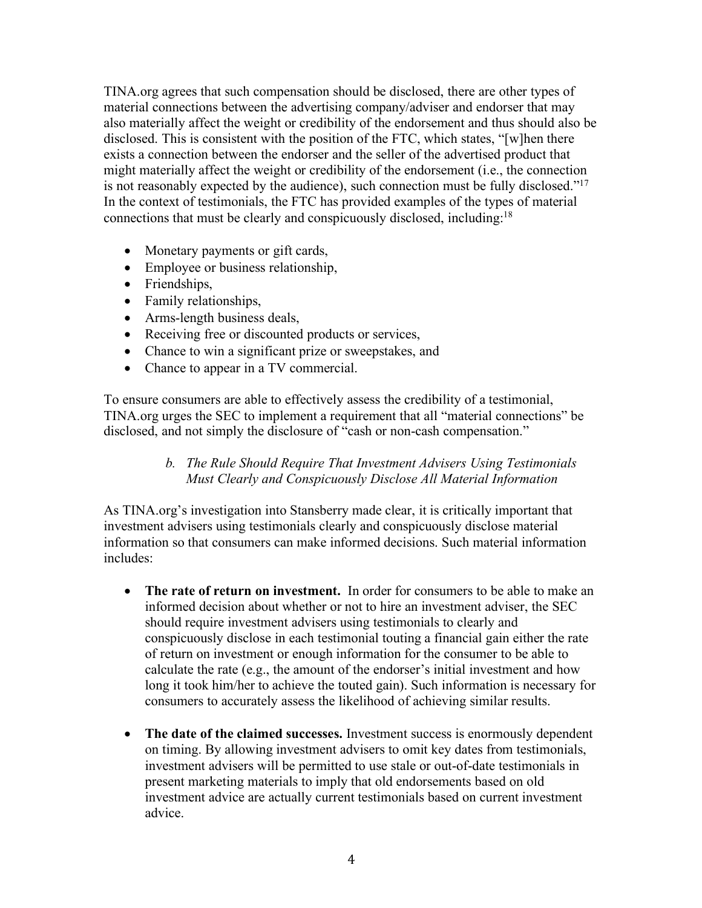TINA.org agrees that such compensation should be disclosed, there are other types of material connections between the advertising company/adviser and endorser that may also materially affect the weight or credibility of the endorsement and thus should also be disclosed. This is consistent with the position of the FTC, which states, "[w]hen there exists a connection between the endorser and the seller of the advertised product that might materially affect the weight or credibility of the endorsement (i.e., the connection is not reasonably expected by the audience), such connection must be fully disclosed."[17] In the context of testimonials, the FTC has provided examples of the types of material connections that must be clearly and conspicuously disclosed, including:[18]

- Monetary payments or gift cards,
- Employee or business relationship,
- Friendships,
- Family relationships,
- Arms-length business deals,
- Receiving free or discounted products or services,
- Chance to win a significant prize or sweepstakes, and
- Chance to appear in a TV commercial.

To ensure consumers are able to effectively assess the credibility of a testimonial, TINA.org urges the SEC to implement a requirement that all "material connections" be disclosed, and not simply the disclosure of "cash or non-cash compensation."

*b. The Rule Should Require That Investment Advisers Using Testimonials Must Clearly and Conspicuously Disclose All Material Information*

As TINA.org's investigation into Stansberry made clear, it is critically important that investment advisers using testimonials clearly and conspicuously disclose material information so that consumers can make informed decisions. Such material information includes:

- **The rate of return on investment.** In order for consumers to be able to make an informed decision about whether or not to hire an investment adviser, the SEC should require investment advisers using testimonials to clearly and conspicuously disclose in each testimonial touting a financial gain either the rate of return on investment or enough information for the consumer to be able to calculate the rate (e.g., the amount of the endorser's initial investment and how long it took him/her to achieve the touted gain). Such information is necessary for consumers to accurately assess the likelihood of achieving similar results.

- **The date of the claimed successes.** Investment success is enormously dependent on timing. By allowing investment advisers to omit key dates from testimonials, investment advisers will be permitted to use stale or out-of-date testimonials in present marketing materials to imply that old endorsements based on old investment advice are actually current testimonials based on current investment advice.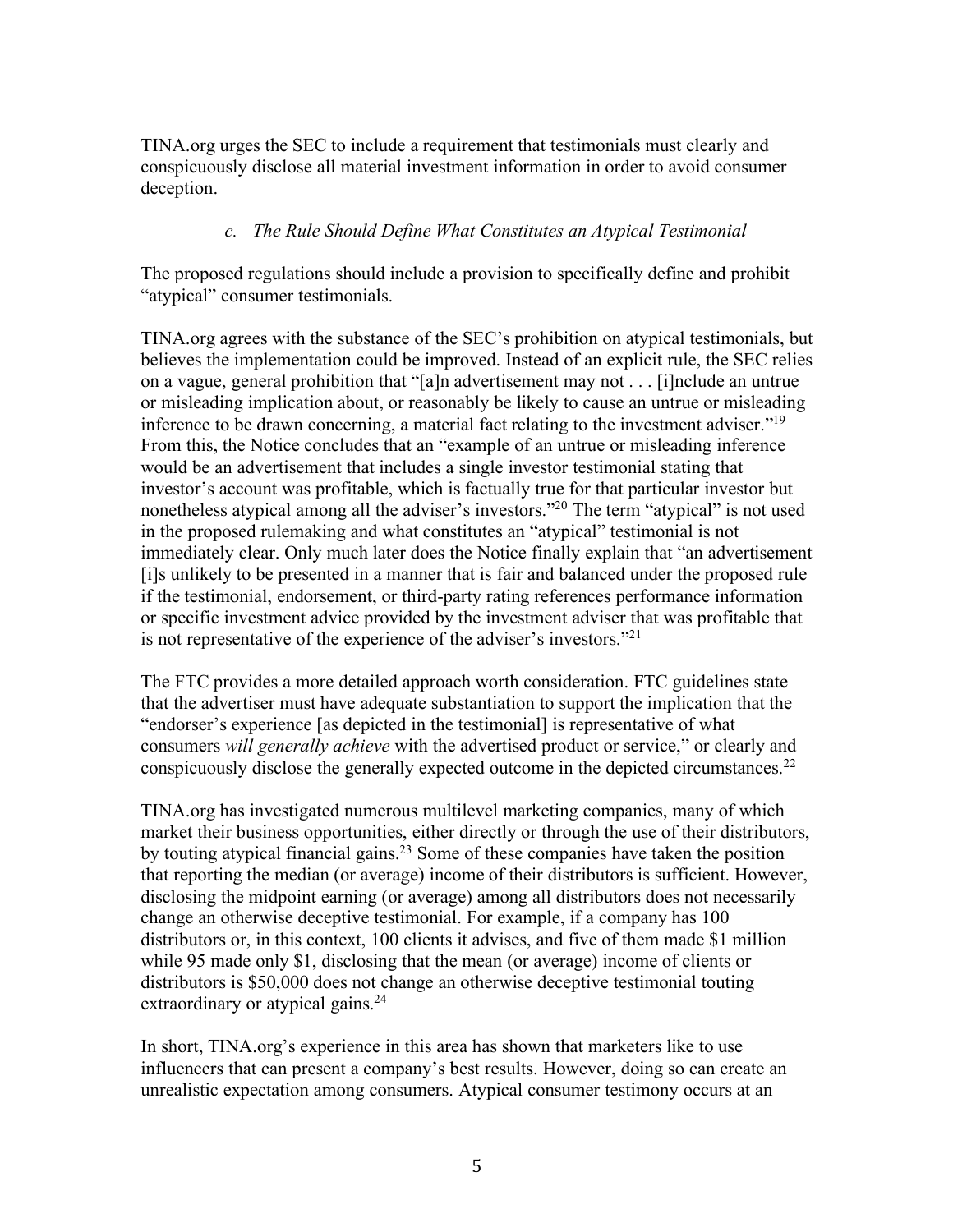TINA.org urges the SEC to include a requirement that testimonials must clearly and conspicuously disclose all material investment information in order to avoid consumer deception.

### *c. The Rule Should Define What Constitutes an Atypical Testimonial*

The proposed regulations should include a provision to specifically define and prohibit "atypical" consumer testimonials.

TINA.org agrees with the substance of the SEC's prohibition on atypical testimonials, but believes the implementation could be improved. Instead of an explicit rule, the SEC relies on a vague, general prohibition that "[a]n advertisement may not . . . [i]nclude an untrue or misleading implication about, or reasonably be likely to cause an untrue or misleading inference to be drawn concerning, a material fact relating to the investment adviser."[19] From this, the Notice concludes that an "example of an untrue or misleading inference would be an advertisement that includes a single investor testimonial stating that investor's account was profitable, which is factually true for that particular investor but nonetheless atypical among all the adviser's investors."[20] The term "atypical" is not used in the proposed rulemaking and what constitutes an "atypical" testimonial is not immediately clear. Only much later does the Notice finally explain that "an advertisement [i]s unlikely to be presented in a manner that is fair and balanced under the proposed rule if the testimonial, endorsement, or third-party rating references performance information or specific investment advice provided by the investment adviser that was profitable that is not representative of the experience of the adviser's investors."[21]

The FTC provides a more detailed approach worth consideration. FTC guidelines state that the advertiser must have adequate substantiation to support the implication that the "endorser's experience [as depicted in the testimonial] is representative of what consumers *will generally achieve* with the advertised product or service," or clearly and conspicuously disclose the generally expected outcome in the depicted circumstances.[22]

TINA.org has investigated numerous multilevel marketing companies, many of which market their business opportunities, either directly or through the use of their distributors, by touting atypical financial gains.[23] Some of these companies have taken the position that reporting the median (or average) income of their distributors is sufficient. However, disclosing the midpoint earning (or average) among all distributors does not necessarily change an otherwise deceptive testimonial. For example, if a company has 100 distributors or, in this context, 100 clients it advises, and five of them made $1 million while 95 made only $1, disclosing that the mean (or average) income of clients or distributors is $50,000 does not change an otherwise deceptive testimonial touting extraordinary or atypical gains.[24]

In short, TINA.org's experience in this area has shown that marketers like to use influencers that can present a company's best results. However, doing so can create an unrealistic expectation among consumers. Atypical consumer testimony occurs at an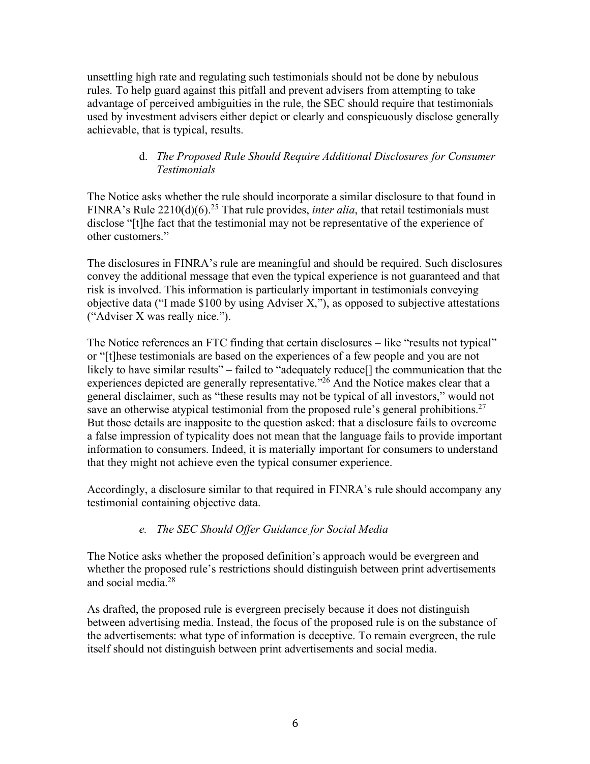unsettling high rate and regulating such testimonials should not be done by nebulous rules. To help guard against this pitfall and prevent advisers from attempting to take advantage of perceived ambiguities in the rule, the SEC should require that testimonials used by investment advisers either depict or clearly and conspicuously disclose generally achievable, that is typical, results.

### d. *The Proposed Rule Should Require Additional Disclosures for Consumer Testimonials*

The Notice asks whether the rule should incorporate a similar disclosure to that found in FINRA's Rule 2210(d)(6).[25] That rule provides, *inter alia*, that retail testimonials must disclose "[t]he fact that the testimonial may not be representative of the experience of other customers."

The disclosures in FINRA's rule are meaningful and should be required. Such disclosures convey the additional message that even the typical experience is not guaranteed and that risk is involved. This information is particularly important in testimonials conveying objective data ("I made $100 by using Adviser X,"), as opposed to subjective attestations ("Adviser X was really nice.").

The Notice references an FTC finding that certain disclosures – like "results not typical" or "[t]hese testimonials are based on the experiences of a few people and you are not likely to have similar results" – failed to "adequately reduce[] the communication that the experiences depicted are generally representative."[26] And the Notice makes clear that a general disclaimer, such as "these results may not be typical of all investors," would not save an otherwise atypical testimonial from the proposed rule's general prohibitions.[27] But those details are inapposite to the question asked: that a disclosure fails to overcome a false impression of typicality does not mean that the language fails to provide important information to consumers. Indeed, it is materially important for consumers to understand that they might not achieve even the typical consumer experience.

Accordingly, a disclosure similar to that required in FINRA's rule should accompany any testimonial containing objective data.

### e. *The SEC Should Offer Guidance for Social Media*

The Notice asks whether the proposed definition's approach would be evergreen and whether the proposed rule's restrictions should distinguish between print advertisements and social media.[28]

As drafted, the proposed rule is evergreen precisely because it does not distinguish between advertising media. Instead, the focus of the proposed rule is on the substance of the advertisements: what type of information is deceptive. To remain evergreen, the rule itself should not distinguish between print advertisements and social media.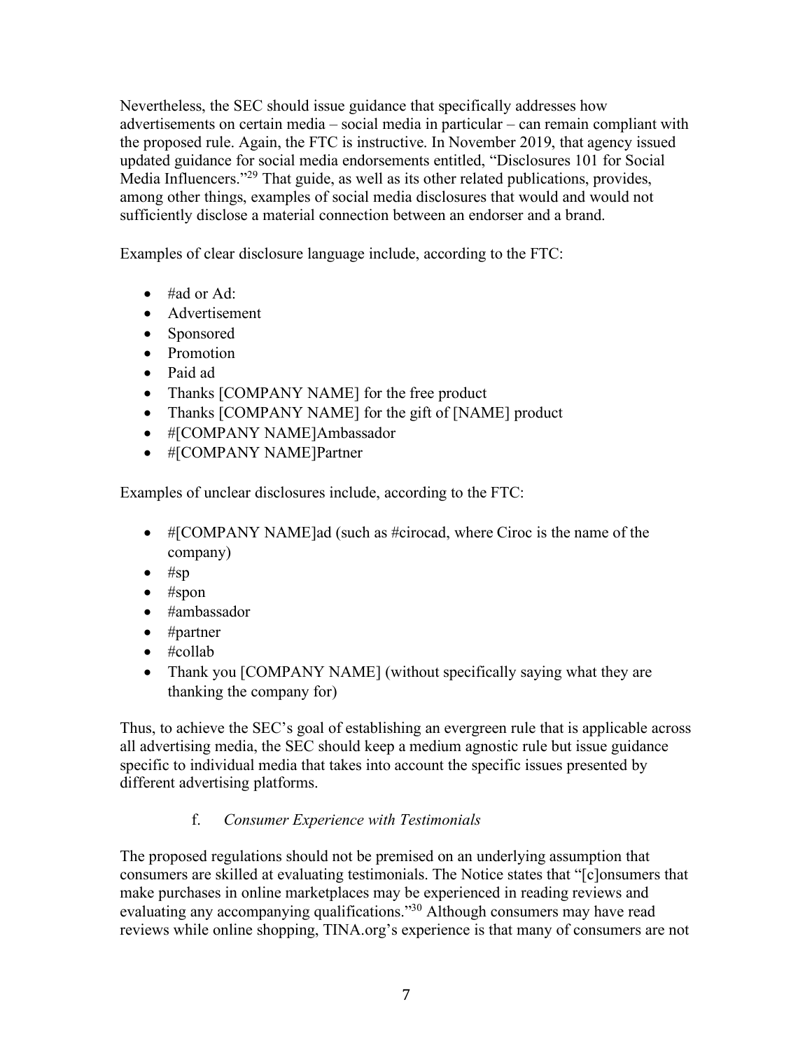Nevertheless, the SEC should issue guidance that specifically addresses how advertisements on certain media – social media in particular – can remain compliant with the proposed rule. Again, the FTC is instructive. In November 2019, that agency issued updated guidance for social media endorsements entitled, "Disclosures 101 for Social Media Influencers."[29] That guide, as well as its other related publications, provides, among other things, examples of social media disclosures that would and would not sufficiently disclose a material connection between an endorser and a brand.

Examples of clear disclosure language include, according to the FTC:

- #ad or Ad:
- Advertisement
- Sponsored
- Promotion
- Paid ad
- Thanks [COMPANY NAME] for the free product
- Thanks [COMPANY NAME] for the gift of [NAME] product
- #[COMPANY NAME]Ambassador
- #[COMPANY NAME]Partner

Examples of unclear disclosures include, according to the FTC:

- #[COMPANY NAME]ad (such as #cirocad, where Ciroc is the name of the company)
- #sp
- #spon
- #ambassador
- #partner
- #collab
- Thank you [COMPANY NAME] (without specifically saying what they are thanking the company for)

Thus, to achieve the SEC's goal of establishing an evergreen rule that is applicable across all advertising media, the SEC should keep a medium agnostic rule but issue guidance specific to individual media that takes into account the specific issues presented by different advertising platforms.

### f. *Consumer Experience with Testimonials*

The proposed regulations should not be premised on an underlying assumption that consumers are skilled at evaluating testimonials. The Notice states that "[c]onsumers that make purchases in online marketplaces may be experienced in reading reviews and evaluating any accompanying qualifications."[30] Although consumers may have read reviews while online shopping, TINA.org's experience is that many of consumers are not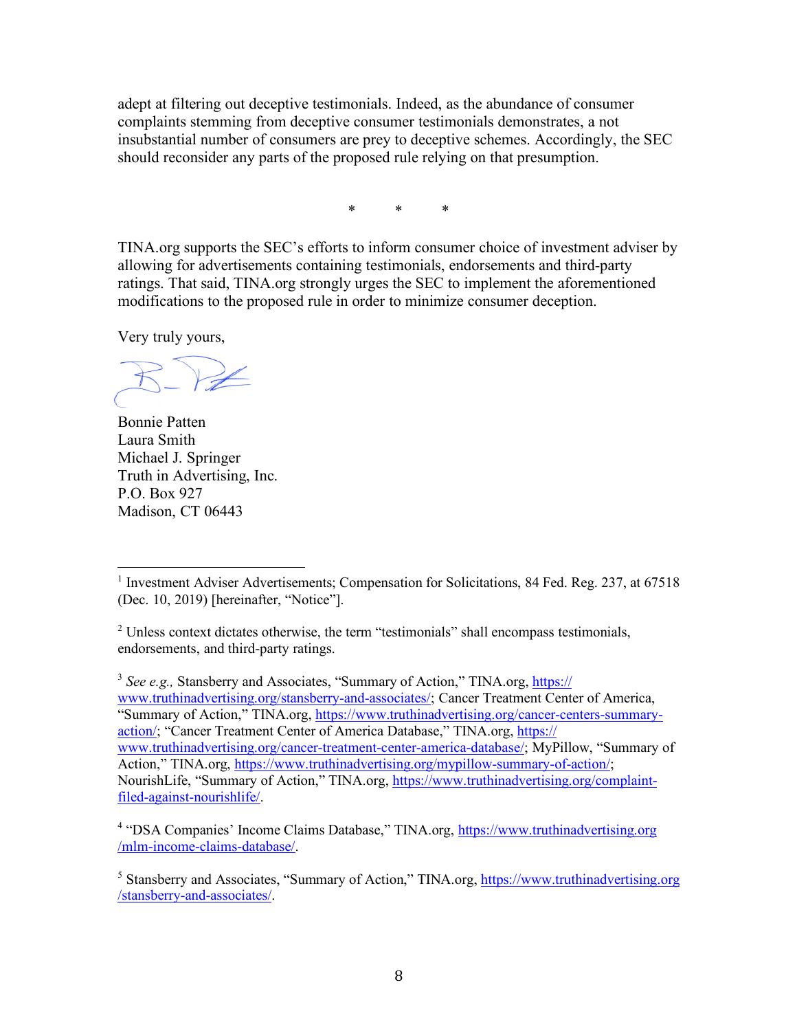adept at filtering out deceptive testimonials. Indeed, as the abundance of consumer complaints stemming from deceptive consumer testimonials demonstrates, a not insubstantial number of consumers are prey to deceptive schemes. Accordingly, the SEC should reconsider any parts of the proposed rule relying on that presumption.

\* \* \*

TINA.org supports the SEC's efforts to inform consumer choice of investment adviser by allowing for advertisements containing testimonials, endorsements and third-party ratings. That said, TINA.org strongly urges the SEC to implement the aforementioned modifications to the proposed rule in order to minimize consumer deception.

Very truly yours,

Bonnie Patten
Laura Smith
Michael J. Springer
Truth in Advertising, Inc.
P.O. Box 927
Madison, CT 06443

---

[1] Investment Adviser Advertisements; Compensation for Solicitations, 84 Fed. Reg. 237, at 67518 (Dec. 10, 2019) [hereinafter, "Notice"].

[2] Unless context dictates otherwise, the term "testimonials" shall encompass testimonials, endorsements, and third-party ratings.

[3] *See e.g.,* Stansberry and Associates, "Summary of Action," TINA.org, https://www.truthinadvertising.org/stansberry-and-associates/; Cancer Treatment Center of America, "Summary of Action," TINA.org, https://www.truthinadvertising.org/cancer-centers-summary-action/; "Cancer Treatment Center of America Database," TINA.org, https://www.truthinadvertising.org/cancer-treatment-center-america-database/; MyPillow, "Summary of Action," TINA.org, https://www.truthinadvertising.org/mypillow-summary-of-action/; NourishLife, "Summary of Action," TINA.org, https://www.truthinadvertising.org/complaint-filed-against-nourishlife/.

[4] "DSA Companies' Income Claims Database," TINA.org, https://www.truthinadvertising.org/mlm-income-claims-database/.

[5] Stansberry and Associates, "Summary of Action," TINA.org, https://www.truthinadvertising.org/stansberry-and-associates/.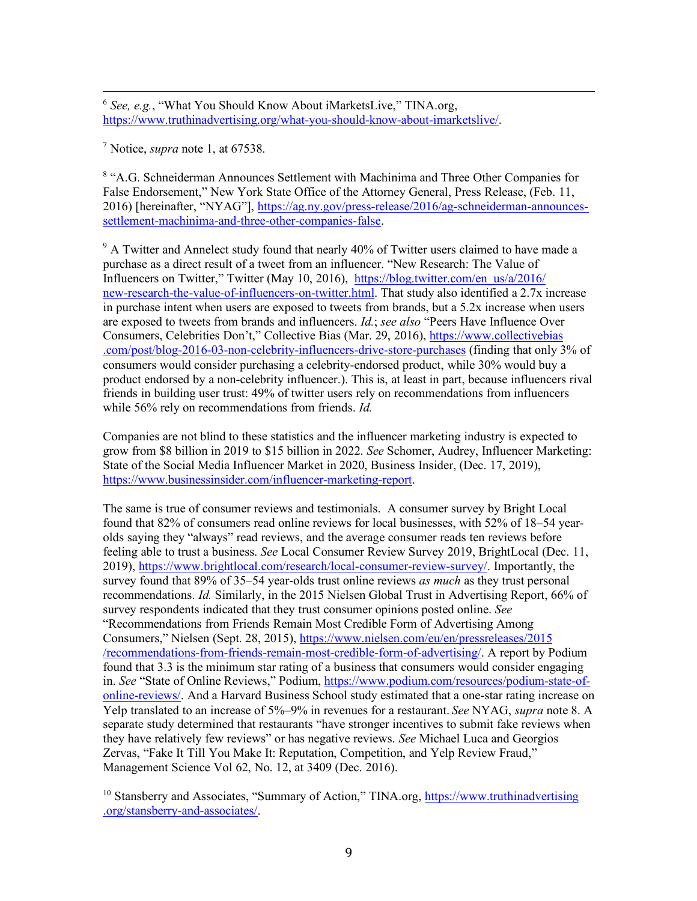[6] *See, e.g.*, "What You Should Know About iMarketsLive," TINA.org, https://www.truthinadvertising.org/what-you-should-know-about-imarketslive/.

[7] Notice, *supra* note 1, at 67538.

[8] "A.G. Schneiderman Announces Settlement with Machinima and Three Other Companies for False Endorsement," New York State Office of the Attorney General, Press Release, (Feb. 11, 2016) [hereinafter, "NYAG"], https://ag.ny.gov/press-release/2016/ag-schneiderman-announces-settlement-machinima-and-three-other-companies-false.

[9] A Twitter and Annelect study found that nearly 40% of Twitter users claimed to have made a purchase as a direct result of a tweet from an influencer. "New Research: The Value of Influencers on Twitter," Twitter (May 10, 2016), https://blog.twitter.com/en_us/a/2016/new-research-the-value-of-influencers-on-twitter.html. That study also identified a 2.7x increase in purchase intent when users are exposed to tweets from brands, but a 5.2x increase when users are exposed to tweets from brands and influencers. *Id.*; *see also* "Peers Have Influence Over Consumers, Celebrities Don't," Collective Bias (Mar. 29, 2016), https://www.collectivebias.com/post/blog-2016-03-non-celebrity-influencers-drive-store-purchases (finding that only 3% of consumers would consider purchasing a celebrity-endorsed product, while 30% would buy a product endorsed by a non-celebrity influencer.). This is, at least in part, because influencers rival friends in building user trust: 49% of twitter users rely on recommendations from influencers while 56% rely on recommendations from friends. *Id.*

Companies are not blind to these statistics and the influencer marketing industry is expected to grow from $8 billion in 2019 to $15 billion in 2022. *See* Schomer, Audrey, Influencer Marketing: State of the Social Media Influencer Market in 2020, Business Insider, (Dec. 17, 2019), https://www.businessinsider.com/influencer-marketing-report.

The same is true of consumer reviews and testimonials. A consumer survey by Bright Local found that 82% of consumers read online reviews for local businesses, with 52% of 18–54 year-olds saying they "always" read reviews, and the average consumer reads ten reviews before feeling able to trust a business. *See* Local Consumer Review Survey 2019, BrightLocal (Dec. 11, 2019), https://www.brightlocal.com/research/local-consumer-review-survey/. Importantly, the survey found that 89% of 35–54 year-olds trust online reviews *as much* as they trust personal recommendations. *Id.* Similarly, in the 2015 Nielsen Global Trust in Advertising Report, 66% of survey respondents indicated that they trust consumer opinions posted online. *See* "Recommendations from Friends Remain Most Credible Form of Advertising Among Consumers," Nielsen (Sept. 28, 2015), https://www.nielsen.com/eu/en/pressreleases/2015/recommendations-from-friends-remain-most-credible-form-of-advertising/. A report by Podium found that 3.3 is the minimum star rating of a business that consumers would consider engaging in. *See* "State of Online Reviews," Podium, https://www.podium.com/resources/podium-state-of-online-reviews/. And a Harvard Business School study estimated that a one-star rating increase on Yelp translated to an increase of 5%–9% in revenues for a restaurant. *See* NYAG, *supra* note 8. A separate study determined that restaurants "have stronger incentives to submit fake reviews when they have relatively few reviews" or has negative reviews. *See* Michael Luca and Georgios Zervas, "Fake It Till You Make It: Reputation, Competition, and Yelp Review Fraud," Management Science Vol 62, No. 12, at 3409 (Dec. 2016).

[10] Stansberry and Associates, "Summary of Action," TINA.org, https://www.truthinadvertising.org/stansberry-and-associates/.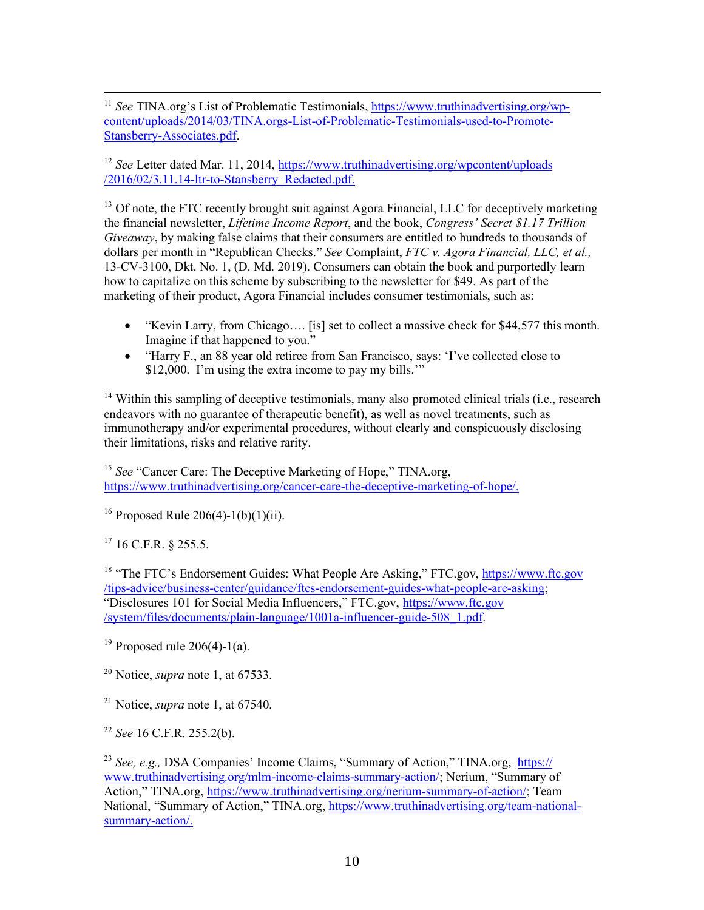[11] *See* TINA.org's List of Problematic Testimonials, https://www.truthinadvertising.org/wp-content/uploads/2014/03/TINA.orgs-List-of-Problematic-Testimonials-used-to-Promote-Stansberry-Associates.pdf.

[12] *See* Letter dated Mar. 11, 2014, https://www.truthinadvertising.org/wpcontent/uploads/2016/02/3.11.14-ltr-to-Stansberry_Redacted.pdf.

[13] Of note, the FTC recently brought suit against Agora Financial, LLC for deceptively marketing the financial newsletter, *Lifetime Income Report*, and the book, *Congress' Secret $1.17 Trillion Giveaway*, by making false claims that their consumers are entitled to hundreds to thousands of dollars per month in "Republican Checks." *See* Complaint, *FTC v. Agora Financial, LLC, et al.,* 13-CV-3100, Dkt. No. 1, (D. Md. 2019). Consumers can obtain the book and purportedly learn how to capitalize on this scheme by subscribing to the newsletter for $49. As part of the marketing of their product, Agora Financial includes consumer testimonials, such as:

- "Kevin Larry, from Chicago…. [is] set to collect a massive check for $44,577 this month. Imagine if that happened to you."
- "Harry F., an 88 year old retiree from San Francisco, says: 'I've collected close to $12,000. I'm using the extra income to pay my bills.'"

[14] Within this sampling of deceptive testimonials, many also promoted clinical trials (i.e., research endeavors with no guarantee of therapeutic benefit), as well as novel treatments, such as immunotherapy and/or experimental procedures, without clearly and conspicuously disclosing their limitations, risks and relative rarity.

[15] *See* "Cancer Care: The Deceptive Marketing of Hope," TINA.org, https://www.truthinadvertising.org/cancer-care-the-deceptive-marketing-of-hope/.

[16] Proposed Rule 206(4)-1(b)(1)(ii).

[17] 16 C.F.R. § 255.5.

[18] "The FTC's Endorsement Guides: What People Are Asking," FTC.gov, https://www.ftc.gov/tips-advice/business-center/guidance/ftcs-endorsement-guides-what-people-are-asking; "Disclosures 101 for Social Media Influencers," FTC.gov, https://www.ftc.gov/system/files/documents/plain-language/1001a-influencer-guide-508_1.pdf.

[19] Proposed rule 206(4)-1(a).

[20] Notice, *supra* note 1, at 67533.

[21] Notice, *supra* note 1, at 67540.

[22] *See* 16 C.F.R. 255.2(b).

[23] *See, e.g.,* DSA Companies' Income Claims, "Summary of Action," TINA.org, https://www.truthinadvertising.org/mlm-income-claims-summary-action/; Nerium, "Summary of Action," TINA.org, https://www.truthinadvertising.org/nerium-summary-of-action/; Team National, "Summary of Action," TINA.org, https://www.truthinadvertising.org/team-national-summary-action/.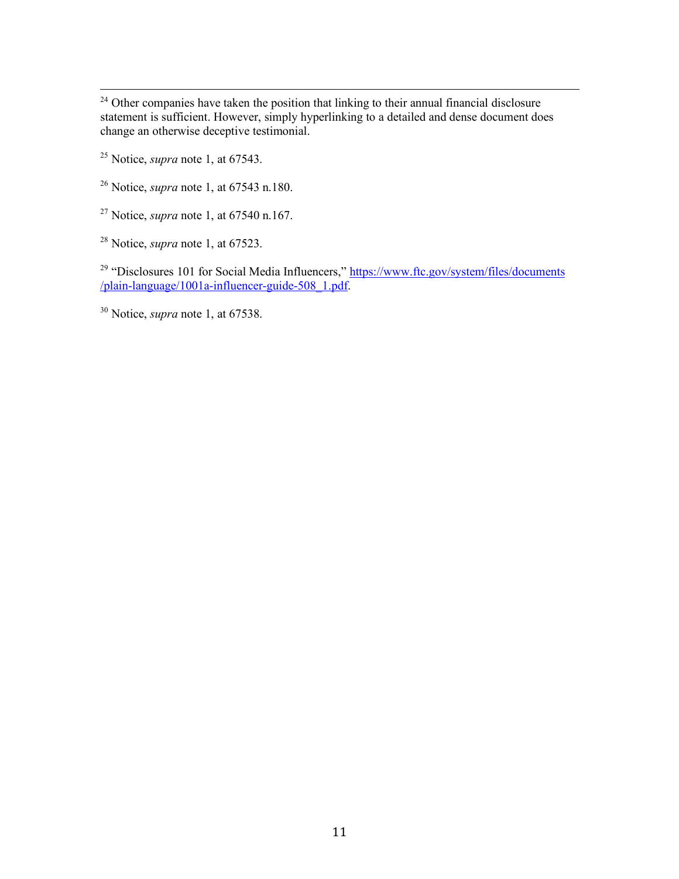[24] Other companies have taken the position that linking to their annual financial disclosure statement is sufficient. However, simply hyperlinking to a detailed and dense document does change an otherwise deceptive testimonial.

[25] Notice, *supra* note 1, at 67543.

[26] Notice, *supra* note 1, at 67543 n.180.

[27] Notice, *supra* note 1, at 67540 n.167.

[28] Notice, *supra* note 1, at 67523.

[29] "Disclosures 101 for Social Media Influencers," [https://www.ftc.gov/system/files/documents/plain-language/1001a-influencer-guide-508_1.pdf](https://www.ftc.gov/system/files/documents/plain-language/1001a-influencer-guide-508_1.pdf).

[30] Notice, *supra* note 1, at 67538.